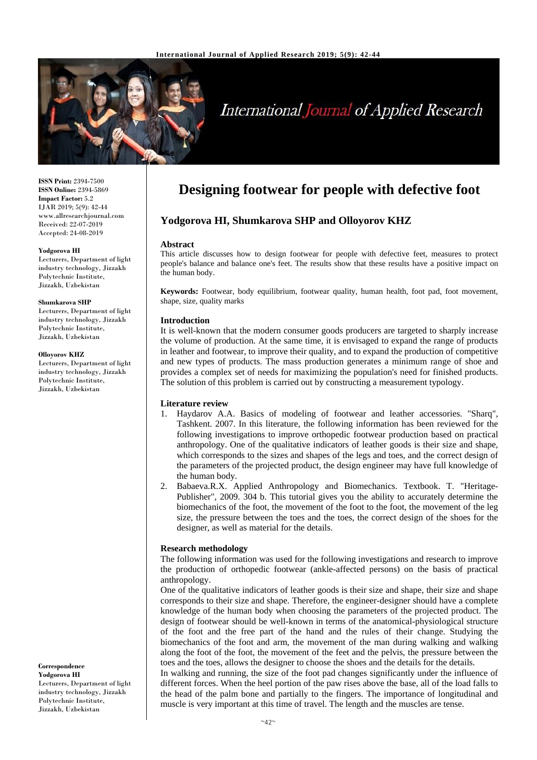# Designing footwear for people with defective foot

**Yodgorova HI, Shumkarova SHP and Olloyorov KHZ**

**ISSN Print:** 2394-7500
**ISSN Online:** 2394-5869
**Impact Factor:** 5.2
IJAR 2019; 5(9): 42-44
www.allresearchjournal.com
Received: 22-07-2019
Accepted: 24-08-2019

**Yodgorova HI**
Lecturers, Department of light industry technology, Jizzakh Polytechnic Institute, Jizzakh, Uzbekistan

**Shumkarova SHP**
Lecturers, Department of light industry technology, Jizzakh Polytechnic Institute, Jizzakh, Uzbekistan

**Olloyorov KHZ**
Lecturers, Department of light industry technology, Jizzakh Polytechnic Institute, Jizzakh, Uzbekistan

**Correspondence**
**Yodgorova HI**
Lecturers, Department of light industry technology, Jizzakh Polytechnic Institute, Jizzakh, Uzbekistan

## Abstract

This article discusses how to design footwear for people with defective feet, measures to protect people's balance and balance one's feet. The results show that these results have a positive impact on the human body.

**Keywords:** Footwear, body equilibrium, footwear quality, human health, foot pad, foot movement, shape, size, quality marks

## Introduction

It is well-known that the modern consumer goods producers are targeted to sharply increase the volume of production. At the same time, it is envisaged to expand the range of products in leather and footwear, to improve their quality, and to expand the production of competitive and new types of products. The mass production generates a minimum range of shoe and provides a complex set of needs for maximizing the population's need for finished products. The solution of this problem is carried out by constructing a measurement typology.

## Literature review

1. Haydarov A.A. Basics of modeling of footwear and leather accessories. "Sharq", Tashkent. 2007. In this literature, the following information has been reviewed for the following investigations to improve orthopedic footwear production based on practical anthropology. One of the qualitative indicators of leather goods is their size and shape, which corresponds to the sizes and shapes of the legs and toes, and the correct design of the parameters of the projected product, the design engineer may have full knowledge of the human body.
2. Babaeva.R.X. Applied Anthropology and Biomechanics. Textbook. T. "Heritage-Publisher", 2009. 304 b. This tutorial gives you the ability to accurately determine the biomechanics of the foot, the movement of the foot to the foot, the movement of the leg size, the pressure between the toes and the toes, the correct design of the shoes for the designer, as well as material for the details.

## Research methodology

The following information was used for the following investigations and research to improve the production of orthopedic footwear (ankle-affected persons) on the basis of practical anthropology.

One of the qualitative indicators of leather goods is their size and shape, their size and shape corresponds to their size and shape. Therefore, the engineer-designer should have a complete knowledge of the human body when choosing the parameters of the projected product. The design of footwear should be well-known in terms of the anatomical-physiological structure of the foot and the free part of the hand and the rules of their change. Studying the biomechanics of the foot and arm, the movement of the man during walking and walking along the foot of the foot, the movement of the feet and the pelvis, the pressure between the toes and the toes, allows the designer to choose the shoes and the details for the details.

In walking and running, the size of the foot pad changes significantly under the influence of different forces. When the heel portion of the paw rises above the base, all of the load falls to the head of the palm bone and partially to the fingers. The importance of longitudinal and muscle is very important at this time of travel. The length and the muscles are tense.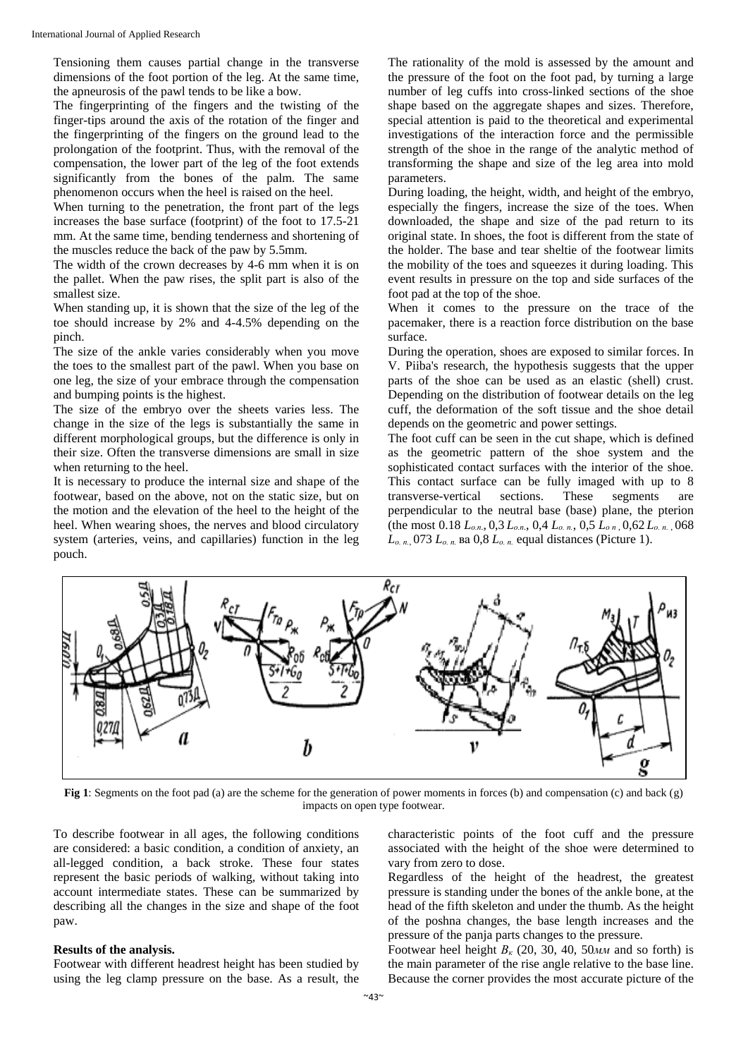Tensioning them causes partial change in the transverse dimensions of the foot portion of the leg. At the same time, the apneurosis of the pawl tends to be like a bow.

The fingerprinting of the fingers and the twisting of the finger-tips around the axis of the rotation of the finger and the fingerprinting of the fingers on the ground lead to the prolongation of the footprint. Thus, with the removal of the compensation, the lower part of the leg of the foot extends significantly from the bones of the palm. The same phenomenon occurs when the heel is raised on the heel.

When turning to the penetration, the front part of the legs increases the base surface (footprint) of the foot to 17.5-21 mm. At the same time, bending tenderness and shortening of the muscles reduce the back of the paw by 5.5mm.

The width of the crown decreases by 4-6 mm when it is on the pallet. When the paw rises, the split part is also of the smallest size.

When standing up, it is shown that the size of the leg of the toe should increase by 2% and 4-4.5% depending on the pinch.

The size of the ankle varies considerably when you move the toes to the smallest part of the pawl. When you base on one leg, the size of your embrace through the compensation and bumping points is the highest.

The size of the embryo over the sheets varies less. The change in the size of the legs is substantially the same in different morphological groups, but the difference is only in their size. Often the transverse dimensions are small in size when returning to the heel.

It is necessary to produce the internal size and shape of the footwear, based on the above, not on the static size, but on the motion and the elevation of the heel to the height of the heel. When wearing shoes, the nerves and blood circulatory system (arteries, veins, and capillaries) function in the leg pouch.

The rationality of the mold is assessed by the amount and the pressure of the foot on the foot pad, by turning a large number of leg cuffs into cross-linked sections of the shoe shape based on the aggregate shapes and sizes. Therefore, special attention is paid to the theoretical and experimental investigations of the interaction force and the permissible strength of the shoe in the range of the analytic method of transforming the shape and size of the leg area into mold parameters.

During loading, the height, width, and height of the embryo, especially the fingers, increase the size of the toes. When downloaded, the shape and size of the pad return to its original state. In shoes, the foot is different from the state of the holder. The base and tear sheltie of the footwear limits the mobility of the toes and squeezes it during loading. This event results in pressure on the top and side surfaces of the foot pad at the top of the shoe.

When it comes to the pressure on the trace of the pacemaker, there is a reaction force distribution on the base surface.

During the operation, shoes are exposed to similar forces. In V. Piiba's research, the hypothesis suggests that the upper parts of the shoe can be used as an elastic (shell) crust. Depending on the distribution of footwear details on the leg cuff, the deformation of the soft tissue and the shoe detail depends on the geometric and power settings.

The foot cuff can be seen in the cut shape, which is defined as the geometric pattern of the shoe system and the sophisticated contact surfaces with the interior of the shoe. This contact surface can be fully imaged with up to 8 transverse-vertical sections. These segments are perpendicular to the neutral base (base) plane, the pterion (the most 0.18 $L_{o.n.}$, 0,3 $L_{o.n.}$, 0,4 $L_{o.\ n.}$, 0,5 $L_{o\ n}$, 0,62 $L_{o.\ n.}$, 068 $L_{o.\ n.}$, 073 $L_{o.\ n.}$ ва 0,8 $L_{o.\ n.}$ equal distances (Picture 1).

**Fig 1**: Segments on the foot pad (a) are the scheme for the generation of power moments in forces (b) and compensation (c) and back (g) impacts on open type footwear.

To describe footwear in all ages, the following conditions are considered: a basic condition, a condition of anxiety, an all-legged condition, a back stroke. These four states represent the basic periods of walking, without taking into account intermediate states. These can be summarized by describing all the changes in the size and shape of the foot paw.

**Results of the analysis.**

Footwear with different headrest height has been studied by using the leg clamp pressure on the base. As a result, the characteristic points of the foot cuff and the pressure associated with the height of the shoe were determined to vary from zero to dose.

Regardless of the height of the headrest, the greatest pressure is standing under the bones of the ankle bone, at the head of the fifth skeleton and under the thumb. As the height of the poshna changes, the base length increases and the pressure of the panja parts changes to the pressure.

Footwear heel height $B_к$ (20, 30, 40, 50*мм* and so forth) is the main parameter of the rise angle relative to the base line. Because the corner provides the most accurate picture of the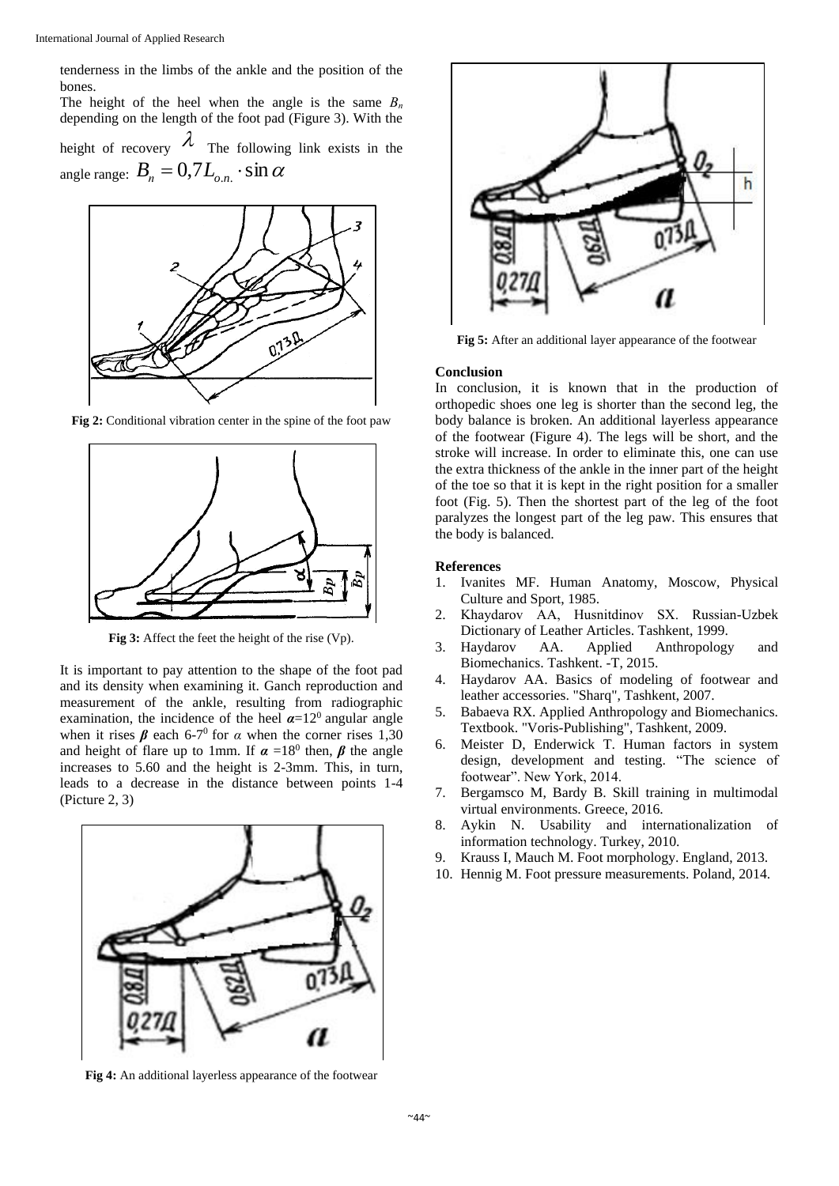tenderness in the limbs of the ankle and the position of the bones.

The height of the heel when the angle is the same $B_n$ depending on the length of the foot pad (Figure 3). With the height of recovery $\lambda$ The following link exists in the angle range: $B_n = 0{,}7L_{o.n.} \cdot \sin\alpha$

**Fig 2:** Conditional vibration center in the spine of the foot paw

**Fig 3:** Affect the feet the height of the rise (Vp).

It is important to pay attention to the shape of the foot pad and its density when examining it. Ganch reproduction and measurement of the ankle, resulting from radiographic examination, the incidence of the heel $\alpha$=12$^0$ angular angle when it rises $\beta$ each 6-7$^0$ for $\alpha$ when the corner rises 1,30 and height of flare up to 1mm. If $\alpha$ =18$^0$ then, $\beta$ the angle increases to 5.60 and the height is 2-3mm. This, in turn, leads to a decrease in the distance between points 1-4 (Picture 2, 3)

**Fig 4:** An additional layerless appearance of the footwear

**Fig 5:** After an additional layer appearance of the footwear

**Conclusion**

In conclusion, it is known that in the production of orthopedic shoes one leg is shorter than the second leg, the body balance is broken. An additional layerless appearance of the footwear (Figure 4). The legs will be short, and the stroke will increase. In order to eliminate this, one can use the extra thickness of the ankle in the inner part of the height of the toe so that it is kept in the right position for a smaller foot (Fig. 5). Then the shortest part of the leg of the foot paralyzes the longest part of the leg paw. This ensures that the body is balanced.

**References**

1. Ivanites MF. Human Anatomy, Moscow, Physical Culture and Sport, 1985.
2. Khaydarov AA, Husnitdinov SX. Russian-Uzbek Dictionary of Leather Articles. Tashkent, 1999.
3. Haydarov AA. Applied Anthropology and Biomechanics. Tashkent. -T, 2015.
4. Haydarov AA. Basics of modeling of footwear and leather accessories. "Sharq", Tashkent, 2007.
5. Babaeva RX. Applied Anthropology and Biomechanics. Textbook. "Voris-Publishing", Tashkent, 2009.
6. Meister D, Enderwick T. Human factors in system design, development and testing. "The science of footwear". New York, 2014.
7. Bergamsco M, Bardy B. Skill training in multimodal virtual environments. Greece, 2016.
8. Aykin N. Usability and internationalization of information technology. Turkey, 2010.
9. Krauss I, Mauch M. Foot morphology. England, 2013.
10. Hennig M. Foot pressure measurements. Poland, 2014.